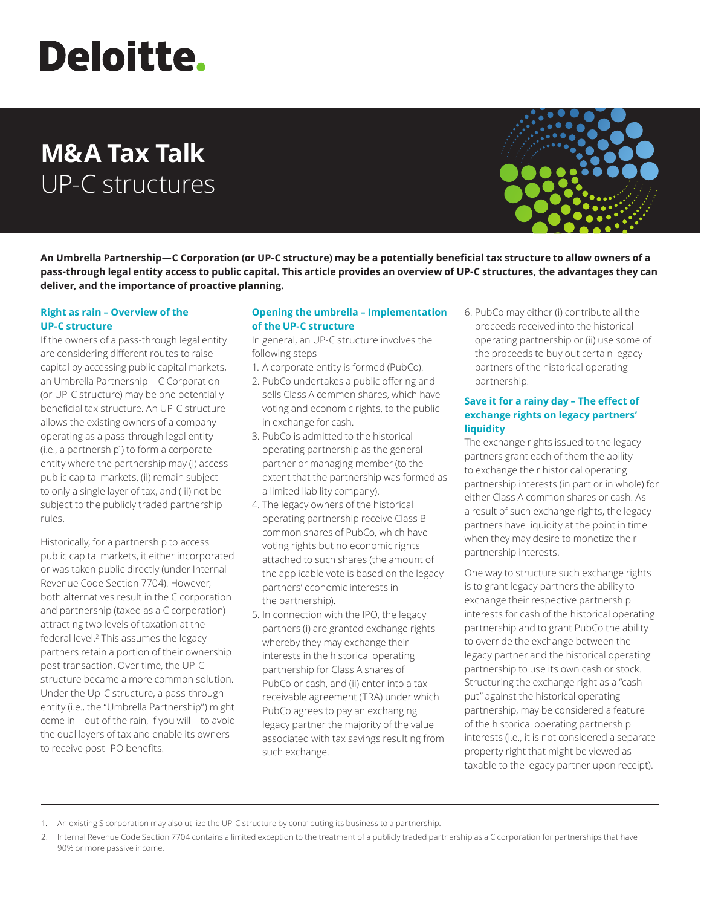Deloitte.

# M&A Tax Talk

## UP-C structures

**An Umbrella Partnership—C Corporation (or UP-C structure) may be a potentially beneficial tax structure to allow owners of a pass-through legal entity access to public capital. This article provides an overview of UP-C structures, the advantages they can deliver, and the importance of proactive planning.**

### Right as rain – Overview of the UP-C structure

If the owners of a pass-through legal entity are considering different routes to raise capital by accessing public capital markets, an Umbrella Partnership—C Corporation (or UP-C structure) may be one potentially beneficial tax structure. An UP-C structure allows the existing owners of a company operating as a pass-through legal entity (i.e., a partnership[1]) to form a corporate entity where the partnership may (i) access public capital markets, (ii) remain subject to only a single layer of tax, and (iii) not be subject to the publicly traded partnership rules.

Historically, for a partnership to access public capital markets, it either incorporated or was taken public directly (under Internal Revenue Code Section 7704). However, both alternatives result in the C corporation and partnership (taxed as a C corporation) attracting two levels of taxation at the federal level.[2] This assumes the legacy partners retain a portion of their ownership post-transaction. Over time, the UP-C structure became a more common solution. Under the Up-C structure, a pass-through entity (i.e., the "Umbrella Partnership") might come in – out of the rain, if you will—to avoid the dual layers of tax and enable its owners to receive post-IPO benefits.

### Opening the umbrella – Implementation of the UP-C structure

In general, an UP-C structure involves the following steps –

1. A corporate entity is formed (PubCo).
2. PubCo undertakes a public offering and sells Class A common shares, which have voting and economic rights, to the public in exchange for cash.
3. PubCo is admitted to the historical operating partnership as the general partner or managing member (to the extent that the partnership was formed as a limited liability company).
4. The legacy owners of the historical operating partnership receive Class B common shares of PubCo, which have voting rights but no economic rights attached to such shares (the amount of the applicable vote is based on the legacy partners' economic interests in the partnership).
5. In connection with the IPO, the legacy partners (i) are granted exchange rights whereby they may exchange their interests in the historical operating partnership for Class A shares of PubCo or cash, and (ii) enter into a tax receivable agreement (TRA) under which PubCo agrees to pay an exchanging legacy partner the majority of the value associated with tax savings resulting from such exchange.
6. PubCo may either (i) contribute all the proceeds received into the historical operating partnership or (ii) use some of the proceeds to buy out certain legacy partners of the historical operating partnership.

### Save it for a rainy day – The effect of exchange rights on legacy partners' liquidity

The exchange rights issued to the legacy partners grant each of them the ability to exchange their historical operating partnership interests (in part or in whole) for either Class A common shares or cash. As a result of such exchange rights, the legacy partners have liquidity at the point in time when they may desire to monetize their partnership interests.

One way to structure such exchange rights is to grant legacy partners the ability to exchange their respective partnership interests for cash of the historical operating partnership and to grant PubCo the ability to override the exchange between the legacy partner and the historical operating partnership to use its own cash or stock. Structuring the exchange right as a "cash put" against the historical operating partnership, may be considered a feature of the historical operating partnership interests (i.e., it is not considered a separate property right that might be viewed as taxable to the legacy partner upon receipt).

---

1. An existing S corporation may also utilize the UP-C structure by contributing its business to a partnership.
2. Internal Revenue Code Section 7704 contains a limited exception to the treatment of a publicly traded partnership as a C corporation for partnerships that have 90% or more passive income.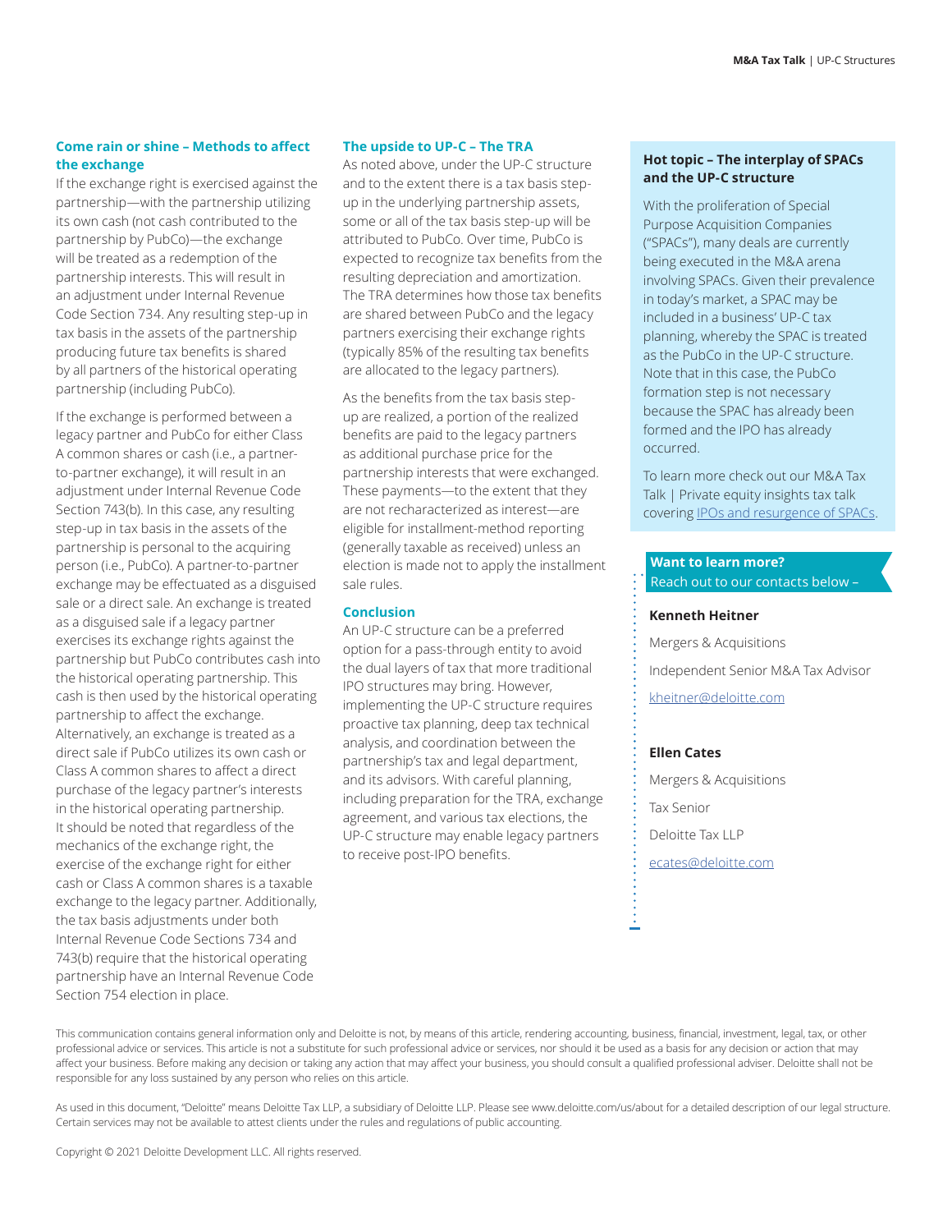## Come rain or shine – Methods to affect the exchange

If the exchange right is exercised against the partnership—with the partnership utilizing its own cash (not cash contributed to the partnership by PubCo)—the exchange will be treated as a redemption of the partnership interests. This will result in an adjustment under Internal Revenue Code Section 734. Any resulting step-up in tax basis in the assets of the partnership producing future tax benefits is shared by all partners of the historical operating partnership (including PubCo).

If the exchange is performed between a legacy partner and PubCo for either Class A common shares or cash (i.e., a partner-to-partner exchange), it will result in an adjustment under Internal Revenue Code Section 743(b). In this case, any resulting step-up in tax basis in the assets of the partnership is personal to the acquiring person (i.e., PubCo). A partner-to-partner exchange may be effectuated as a disguised sale or a direct sale. An exchange is treated as a disguised sale if a legacy partner exercises its exchange rights against the partnership but PubCo contributes cash into the historical operating partnership. This cash is then used by the historical operating partnership to affect the exchange. Alternatively, an exchange is treated as a direct sale if PubCo utilizes its own cash or Class A common shares to affect a direct purchase of the legacy partner's interests in the historical operating partnership. It should be noted that regardless of the mechanics of the exchange right, the exercise of the exchange right for either cash or Class A common shares is a taxable exchange to the legacy partner. Additionally, the tax basis adjustments under both Internal Revenue Code Sections 734 and 743(b) require that the historical operating partnership have an Internal Revenue Code Section 754 election in place.

## The upside to UP-C – The TRA

As noted above, under the UP-C structure and to the extent there is a tax basis step-up in the underlying partnership assets, some or all of the tax basis step-up will be attributed to PubCo. Over time, PubCo is expected to recognize tax benefits from the resulting depreciation and amortization. The TRA determines how those tax benefits are shared between PubCo and the legacy partners exercising their exchange rights (typically 85% of the resulting tax benefits are allocated to the legacy partners).

As the benefits from the tax basis step-up are realized, a portion of the realized benefits are paid to the legacy partners as additional purchase price for the partnership interests that were exchanged. These payments—to the extent that they are not recharacterized as interest—are eligible for installment-method reporting (generally taxable as received) unless an election is made not to apply the installment sale rules.

## Conclusion

An UP-C structure can be a preferred option for a pass-through entity to avoid the dual layers of tax that more traditional IPO structures may bring. However, implementing the UP-C structure requires proactive tax planning, deep tax technical analysis, and coordination between the partnership's tax and legal department, and its advisors. With careful planning, including preparation for the TRA, exchange agreement, and various tax elections, the UP-C structure may enable legacy partners to receive post-IPO benefits.

### Hot topic – The interplay of SPACs and the UP-C structure

With the proliferation of Special Purpose Acquisition Companies ("SPACs"), many deals are currently being executed in the M&A arena involving SPACs. Given their prevalence in today's market, a SPAC may be included in a business' UP-C tax planning, whereby the SPAC is treated as the PubCo in the UP-C structure. Note that in this case, the PubCo formation step is not necessary because the SPAC has already been formed and the IPO has already occurred.

To learn more check out our M&A Tax Talk | Private equity insights tax talk covering IPOs and resurgence of SPACs.

**Want to learn more?**
Reach out to our contacts below –

**Kenneth Heitner**
Mergers & Acquisitions
Independent Senior M&A Tax Advisor
kheitner@deloitte.com

**Ellen Cates**
Mergers & Acquisitions
Tax Senior
Deloitte Tax LLP
ecates@deloitte.com

This communication contains general information only and Deloitte is not, by means of this article, rendering accounting, business, financial, investment, legal, tax, or other professional advice or services. This article is not a substitute for such professional advice or services, nor should it be used as a basis for any decision or action that may affect your business. Before making any decision or taking any action that may affect your business, you should consult a qualified professional adviser. Deloitte shall not be responsible for any loss sustained by any person who relies on this article.

As used in this document, "Deloitte" means Deloitte Tax LLP, a subsidiary of Deloitte LLP. Please see www.deloitte.com/us/about for a detailed description of our legal structure. Certain services may not be available to attest clients under the rules and regulations of public accounting.

Copyright © 2021 Deloitte Development LLC. All rights reserved.